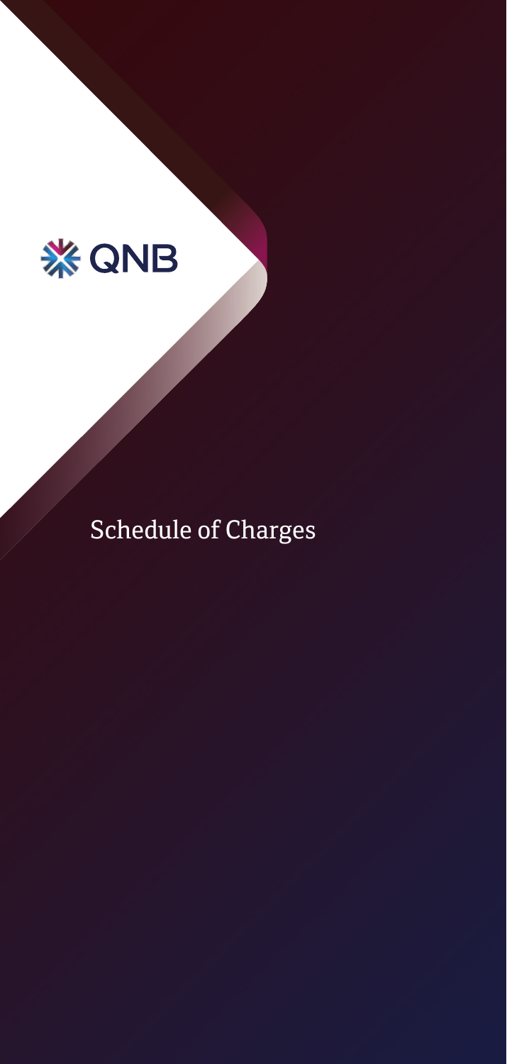QNB

# Schedule of Charges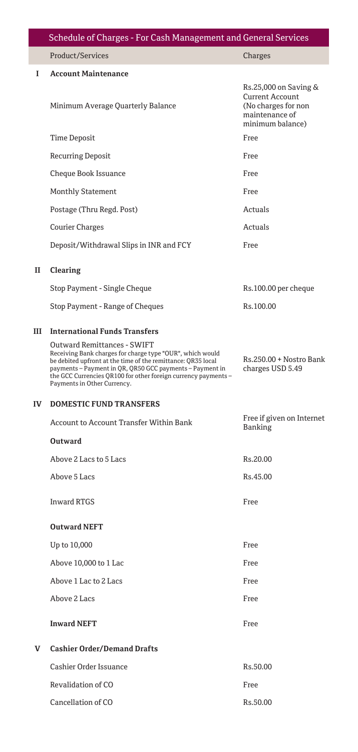## Schedule of Charges - For Cash Management and General Services

| | Product/Services | Charges |
|---|---|---|
| **I** | **Account Maintenance** | |
| | Minimum Average Quarterly Balance | Rs.25,000 on Saving & Current Account (No charges for non maintenance of minimum balance) |
| | Time Deposit | Free |
| | Recurring Deposit | Free |
| | Cheque Book Issuance | Free |
| | Monthly Statement | Free |
| | Postage (Thru Regd. Post) | Actuals |
| | Courier Charges | Actuals |
| | Deposit/Withdrawal Slips in INR and FCY | Free |
| **II** | **Clearing** | |
| | Stop Payment - Single Cheque | Rs.100.00 per cheque |
| | Stop Payment - Range of Cheques | Rs.100.00 |
| **III** | **International Funds Transfers** | |
| | Outward Remittances - SWIFT<br>Receiving Bank charges for charge type "OUR", which would be debited upfront at the time of the remittance: QR35 local payments – Payment in QR, QR50 GCC payments – Payment in the GCC Currencies QR100 for other foreign currency payments – Payments in Other Currency. | Rs.250.00 + Nostro Bank charges USD 5.49 |
| **IV** | **DOMESTIC FUND TRANSFERS** | |
| | Account to Account Transfer Within Bank | Free if given on Internet Banking |
| | **Outward** | |
| | Above 2 Lacs to 5 Lacs | Rs.20.00 |
| | Above 5 Lacs | Rs.45.00 |
| | Inward RTGS | Free |
| | **Outward NEFT** | |
| | Up to 10,000 | Free |
| | Above 10,000 to 1 Lac | Free |
| | Above 1 Lac to 2 Lacs | Free |
| | Above 2 Lacs | Free |
| | **Inward NEFT** | Free |
| **V** | **Cashier Order/Demand Drafts** | |
| | Cashier Order Issuance | Rs.50.00 |
| | Revalidation of CO | Free |
| | Cancellation of CO | Rs.50.00 |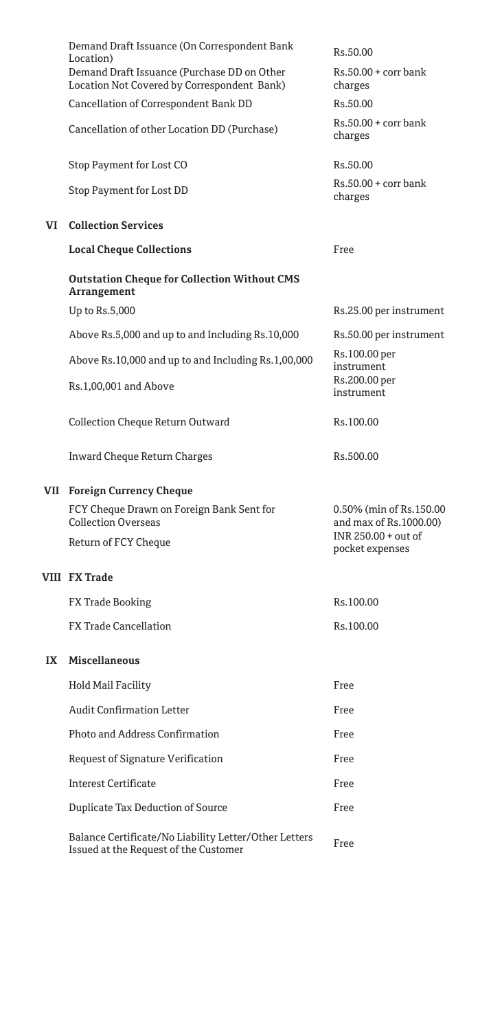| | | |
|---|---|---|
| | Demand Draft Issuance (On Correspondent Bank Location) | Rs.50.00 |
| | Demand Draft Issuance (Purchase DD on Other Location Not Covered by Correspondent Bank) | Rs.50.00 + corr bank charges |
| | Cancellation of Correspondent Bank DD | Rs.50.00 |
| | Cancellation of other Location DD (Purchase) | Rs.50.00 + corr bank charges |
| | Stop Payment for Lost CO | Rs.50.00 |
| | Stop Payment for Lost DD | Rs.50.00 + corr bank charges |
| **VI** | **Collection Services** | |
| | **Local Cheque Collections** | Free |
| | **Outstation Cheque for Collection Without CMS Arrangement** | |
| | Up to Rs.5,000 | Rs.25.00 per instrument |
| | Above Rs.5,000 and up to and Including Rs.10,000 | Rs.50.00 per instrument |
| | Above Rs.10,000 and up to and Including Rs.1,00,000 | Rs.100.00 per instrument |
| | Rs.1,00,001 and Above | Rs.200.00 per instrument |
| | Collection Cheque Return Outward | Rs.100.00 |
| | Inward Cheque Return Charges | Rs.500.00 |
| **VII** | **Foreign Currency Cheque** | |
| | FCY Cheque Drawn on Foreign Bank Sent for Collection Overseas | 0.50% (min of Rs.150.00 and max of Rs.1000.00) |
| | Return of FCY Cheque | INR 250.00 + out of pocket expenses |
| **VIII** | **FX Trade** | |
| | FX Trade Booking | Rs.100.00 |
| | FX Trade Cancellation | Rs.100.00 |
| **IX** | **Miscellaneous** | |
| | Hold Mail Facility | Free |
| | Audit Confirmation Letter | Free |
| | Photo and Address Confirmation | Free |
| | Request of Signature Verification | Free |
| | Interest Certificate | Free |
| | Duplicate Tax Deduction of Source | Free |
| | Balance Certificate/No Liability Letter/Other Letters Issued at the Request of the Customer | Free |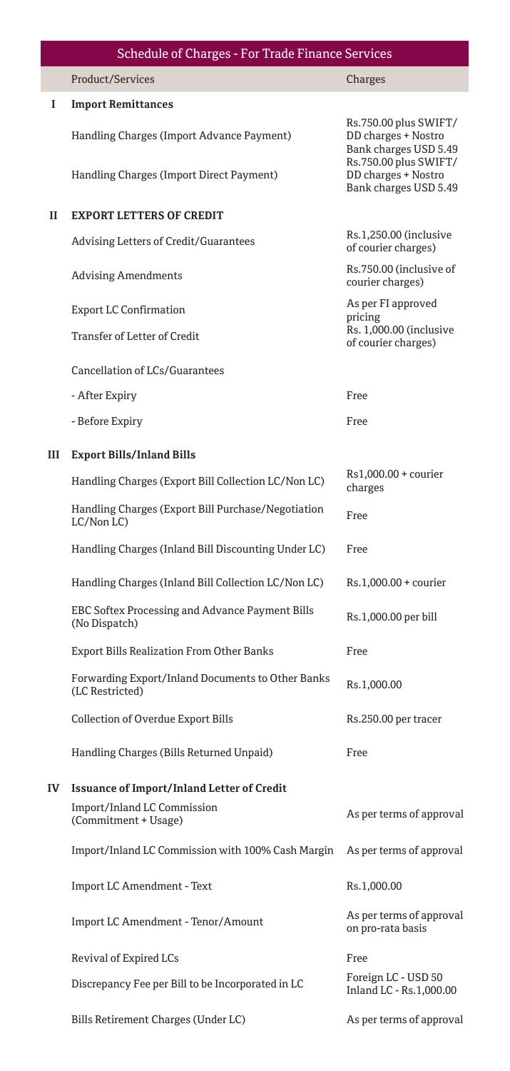## Schedule of Charges - For Trade Finance Services

| | Product/Services | Charges |
|---|---|---|
| **I** | **Import Remittances** | |
| | Handling Charges (Import Advance Payment) | Rs.750.00 plus SWIFT/ DD charges + Nostro Bank charges USD 5.49 |
| | Handling Charges (Import Direct Payment) | Rs.750.00 plus SWIFT/ DD charges + Nostro Bank charges USD 5.49 |
| **II** | **EXPORT LETTERS OF CREDIT** | |
| | Advising Letters of Credit/Guarantees | Rs.1,250.00 (inclusive of courier charges) |
| | Advising Amendments | Rs.750.00 (inclusive of courier charges) |
| | Export LC Confirmation | As per FI approved pricing |
| | Transfer of Letter of Credit | Rs. 1,000.00 (inclusive of courier charges) |
| | Cancellation of LCs/Guarantees | |
| | - After Expiry | Free |
| | - Before Expiry | Free |
| **III** | **Export Bills/Inland Bills** | |
| | Handling Charges (Export Bill Collection LC/Non LC) | Rs1,000.00 + courier charges |
| | Handling Charges (Export Bill Purchase/Negotiation LC/Non LC) | Free |
| | Handling Charges (Inland Bill Discounting Under LC) | Free |
| | Handling Charges (Inland Bill Collection LC/Non LC) | Rs.1,000.00 + courier |
| | EBC Softex Processing and Advance Payment Bills (No Dispatch) | Rs.1,000.00 per bill |
| | Export Bills Realization From Other Banks | Free |
| | Forwarding Export/Inland Documents to Other Banks (LC Restricted) | Rs.1,000.00 |
| | Collection of Overdue Export Bills | Rs.250.00 per tracer |
| | Handling Charges (Bills Returned Unpaid) | Free |
| **IV** | **Issuance of Import/Inland Letter of Credit** | |
| | Import/Inland LC Commission (Commitment + Usage) | As per terms of approval |
| | Import/Inland LC Commission with 100% Cash Margin | As per terms of approval |
| | Import LC Amendment - Text | Rs.1,000.00 |
| | Import LC Amendment - Tenor/Amount | As per terms of approval on pro-rata basis |
| | Revival of Expired LCs | Free |
| | Discrepancy Fee per Bill to be Incorporated in LC | Foreign LC - USD 50<br>Inland LC - Rs.1,000.00 |
| | Bills Retirement Charges (Under LC) | As per terms of approval |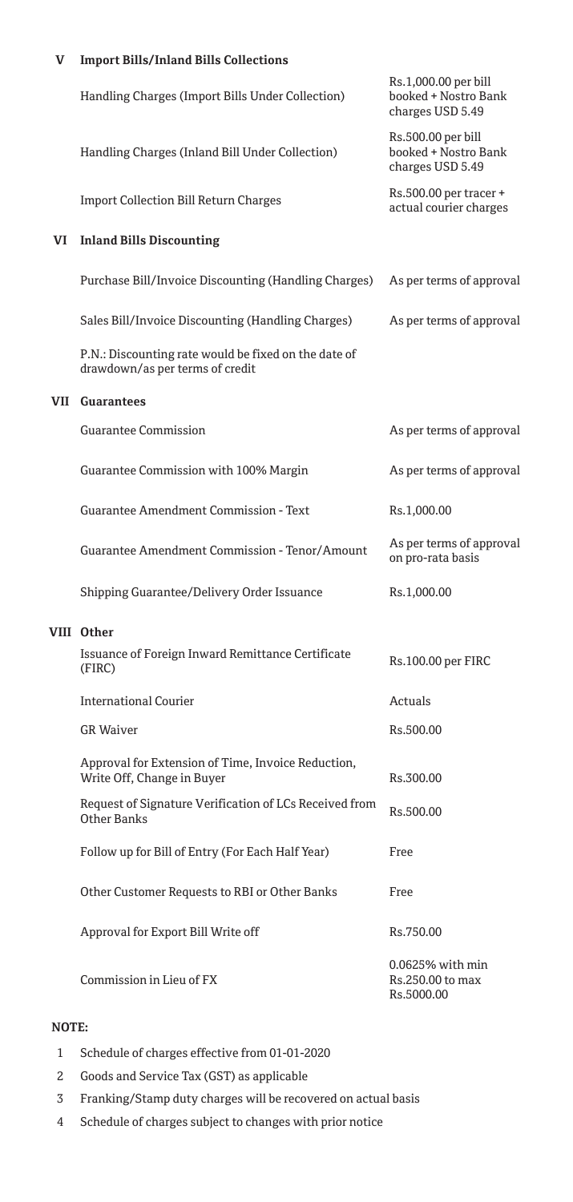| | | |
|---|---|---|
| **V** | **Import Bills/Inland Bills Collections** | |
| | Handling Charges (Import Bills Under Collection) | Rs.1,000.00 per bill booked + Nostro Bank charges USD 5.49 |
| | Handling Charges (Inland Bill Under Collection) | Rs.500.00 per bill booked + Nostro Bank charges USD 5.49 |
| | Import Collection Bill Return Charges | Rs.500.00 per tracer + actual courier charges |
| **VI** | **Inland Bills Discounting** | |
| | Purchase Bill/Invoice Discounting (Handling Charges) | As per terms of approval |
| | Sales Bill/Invoice Discounting (Handling Charges) | As per terms of approval |
| | P.N.: Discounting rate would be fixed on the date of drawdown/as per terms of credit | |
| **VII** | **Guarantees** | |
| | Guarantee Commission | As per terms of approval |
| | Guarantee Commission with 100% Margin | As per terms of approval |
| | Guarantee Amendment Commission - Text | Rs.1,000.00 |
| | Guarantee Amendment Commission - Tenor/Amount | As per terms of approval on pro-rata basis |
| | Shipping Guarantee/Delivery Order Issuance | Rs.1,000.00 |
| **VIII** | **Other** | |
| | Issuance of Foreign Inward Remittance Certificate (FIRC) | Rs.100.00 per FIRC |
| | International Courier | Actuals |
| | GR Waiver | Rs.500.00 |
| | Approval for Extension of Time, Invoice Reduction, Write Off, Change in Buyer | Rs.300.00 |
| | Request of Signature Verification of LCs Received from Other Banks | Rs.500.00 |
| | Follow up for Bill of Entry (For Each Half Year) | Free |
| | Other Customer Requests to RBI or Other Banks | Free |
| | Approval for Export Bill Write off | Rs.750.00 |
| | Commission in Lieu of FX | 0.0625% with min Rs.250.00 to max Rs.5000.00 |

**NOTE:**

1. Schedule of charges effective from 01-01-2020
2. Goods and Service Tax (GST) as applicable
3. Franking/Stamp duty charges will be recovered on actual basis
4. Schedule of charges subject to changes with prior notice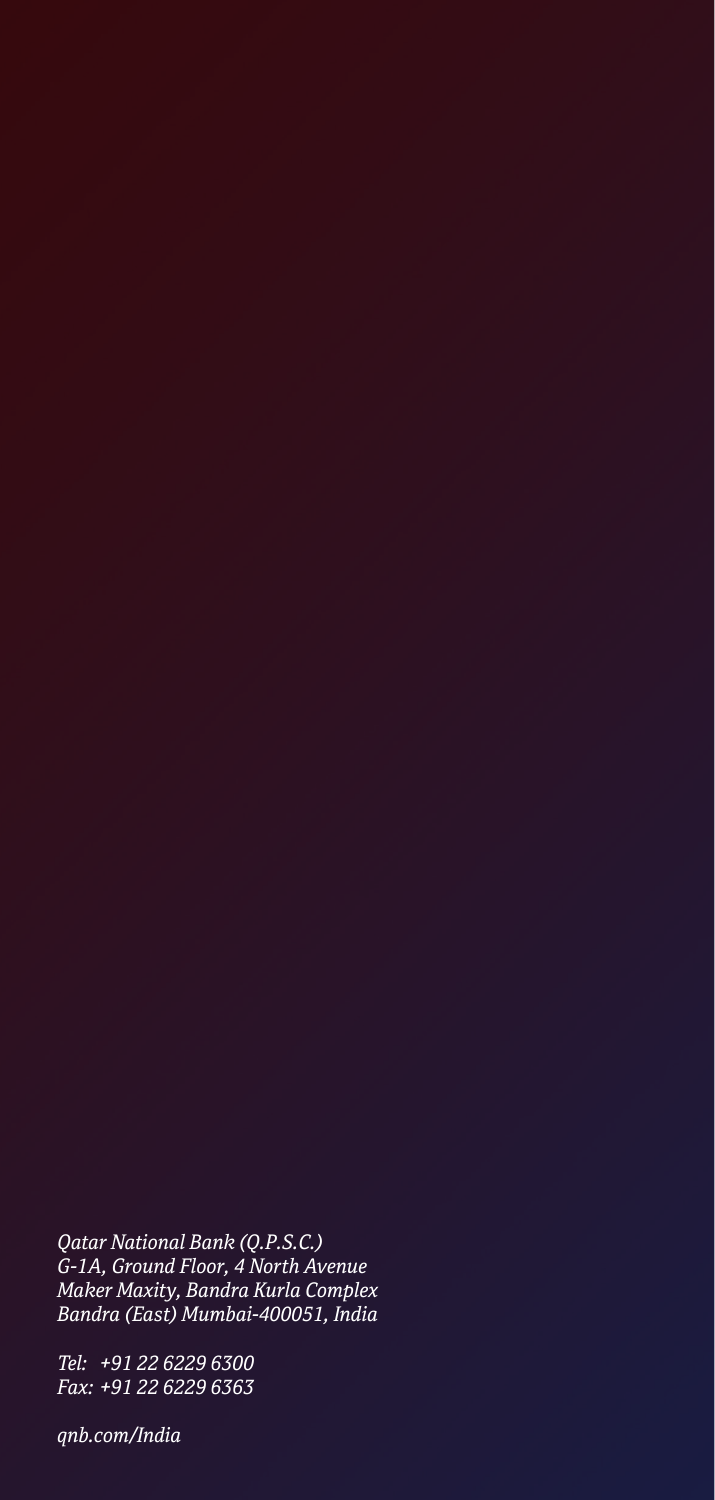*Qatar National Bank (Q.P.S.C.)*
*G-1A, Ground Floor, 4 North Avenue*
*Maker Maxity, Bandra Kurla Complex*
*Bandra (East) Mumbai-400051, India*

*Tel: +91 22 6229 6300*
*Fax: +91 22 6229 6363*

*qnb.com/India*